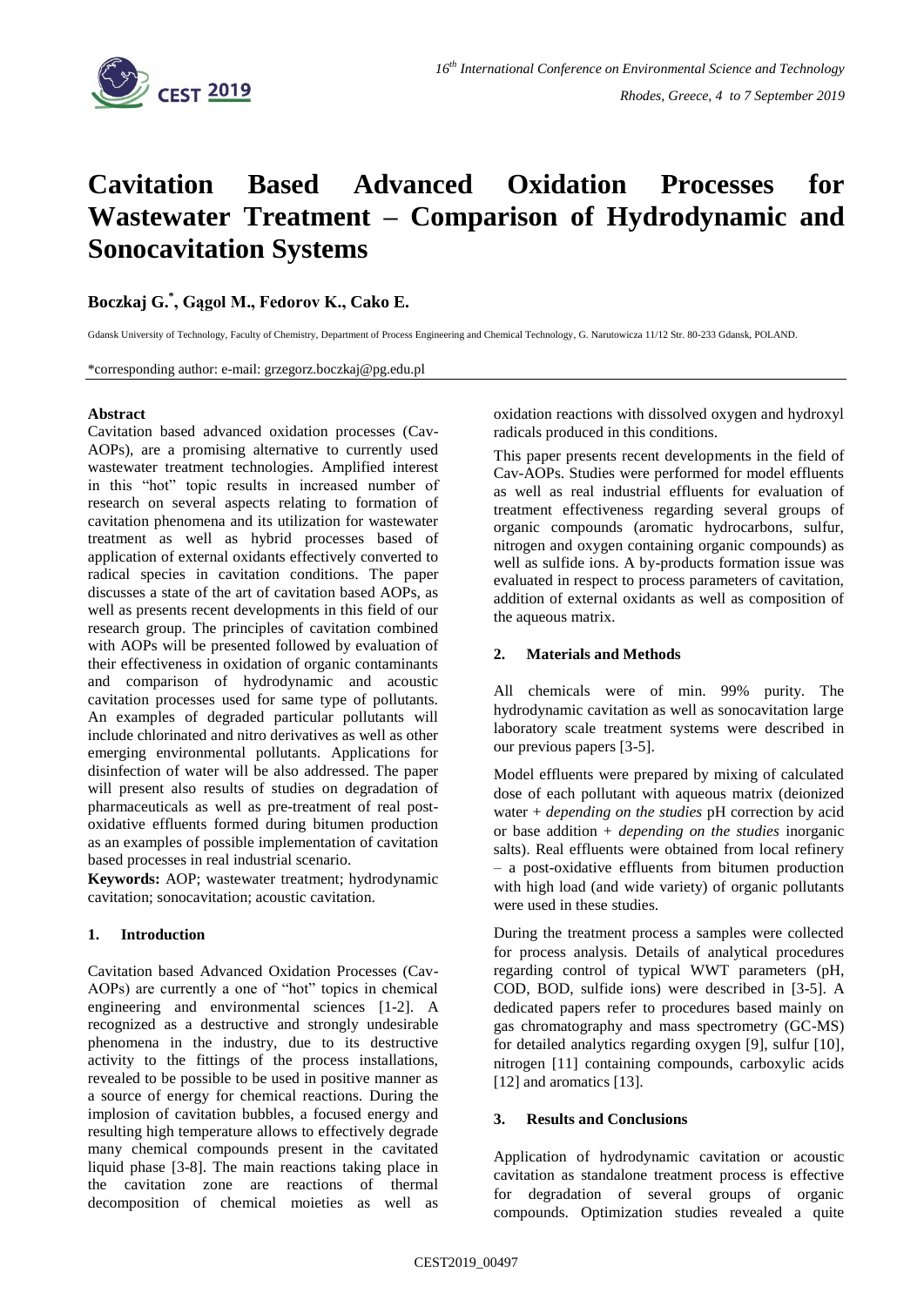# Cavitation Based Advanced Oxidation Processes for Wastewater Treatment – Comparison of Hydrodynamic and Sonocavitation Systems

**Boczkaj G.\*, Gągol M., Fedorov K., Cako E.**

Gdansk University of Technology, Faculty of Chemistry, Department of Process Engineering and Chemical Technology, G. Narutowicza 11/12 Str. 80-233 Gdansk, POLAND.

\*corresponding author: e-mail: grzegorz.boczkaj@pg.edu.pl

#### Abstract

Cavitation based advanced oxidation processes (Cav-AOPs), are a promising alternative to currently used wastewater treatment technologies. Amplified interest in this "hot" topic results in increased number of research on several aspects relating to formation of cavitation phenomena and its utilization for wastewater treatment as well as hybrid processes based of application of external oxidants effectively converted to radical species in cavitation conditions. The paper discusses a state of the art of cavitation based AOPs, as well as presents recent developments in this field of our research group. The principles of cavitation combined with AOPs will be presented followed by evaluation of their effectiveness in oxidation of organic contaminants and comparison of hydrodynamic and acoustic cavitation processes used for same type of pollutants. An examples of degraded particular pollutants will include chlorinated and nitro derivatives as well as other emerging environmental pollutants. Applications for disinfection of water will be also addressed. The paper will present also results of studies on degradation of pharmaceuticals as well as pre-treatment of real post-oxidative effluents formed during bitumen production as an examples of possible implementation of cavitation based processes in real industrial scenario.

**Keywords:** AOP; wastewater treatment; hydrodynamic cavitation; sonocavitation; acoustic cavitation.

## 1. Introduction

Cavitation based Advanced Oxidation Processes (Cav-AOPs) are currently a one of "hot" topics in chemical engineering and environmental sciences [1-2]. A recognized as a destructive and strongly undesirable phenomena in the industry, due to its destructive activity to the fittings of the process installations, revealed to be possible to be used in positive manner as a source of energy for chemical reactions. During the implosion of cavitation bubbles, a focused energy and resulting high temperature allows to effectively degrade many chemical compounds present in the cavitated liquid phase [3-8]. The main reactions taking place in the cavitation zone are reactions of thermal decomposition of chemical moieties as well as oxidation reactions with dissolved oxygen and hydroxyl radicals produced in this conditions.

This paper presents recent developments in the field of Cav-AOPs. Studies were performed for model effluents as well as real industrial effluents for evaluation of treatment effectiveness regarding several groups of organic compounds (aromatic hydrocarbons, sulfur, nitrogen and oxygen containing organic compounds) as well as sulfide ions. A by-products formation issue was evaluated in respect to process parameters of cavitation, addition of external oxidants as well as composition of the aqueous matrix.

## 2. Materials and Methods

All chemicals were of min. 99% purity. The hydrodynamic cavitation as well as sonocavitation large laboratory scale treatment systems were described in our previous papers [3-5].

Model effluents were prepared by mixing of calculated dose of each pollutant with aqueous matrix (deionized water + *depending on the studies* pH correction by acid or base addition + *depending on the studies* inorganic salts). Real effluents were obtained from local refinery – a post-oxidative effluents from bitumen production with high load (and wide variety) of organic pollutants were used in these studies.

During the treatment process a samples were collected for process analysis. Details of analytical procedures regarding control of typical WWT parameters (pH, COD, BOD, sulfide ions) were described in [3-5]. A dedicated papers refer to procedures based mainly on gas chromatography and mass spectrometry (GC-MS) for detailed analytics regarding oxygen [9], sulfur [10], nitrogen [11] containing compounds, carboxylic acids [12] and aromatics [13].

## 3. Results and Conclusions

Application of hydrodynamic cavitation or acoustic cavitation as standalone treatment process is effective for degradation of several groups of organic compounds. Optimization studies revealed a quite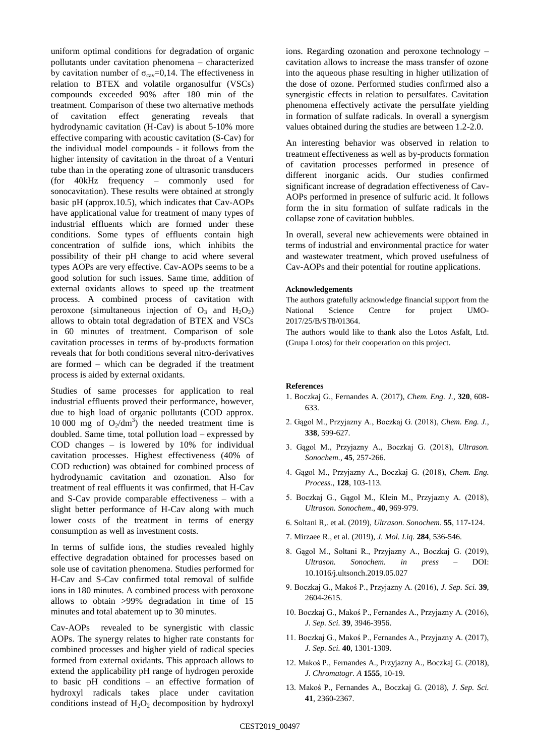uniform optimal conditions for degradation of organic pollutants under cavitation phenomena – characterized by cavitation number of $\sigma_{cav}$=0,14. The effectiveness in relation to BTEX and volatile organosulfur (VSCs) compounds exceeded 90% after 180 min of the treatment. Comparison of these two alternative methods of cavitation effect generating reveals that hydrodynamic cavitation (H-Cav) is about 5-10% more effective comparing with acoustic cavitation (S-Cav) for the individual model compounds - it follows from the higher intensity of cavitation in the throat of a Venturi tube than in the operating zone of ultrasonic transducers (for 40kHz frequency – commonly used for sonocavitation). These results were obtained at strongly basic pH (approx.10.5), which indicates that Cav-AOPs have applicational value for treatment of many types of industrial effluents which are formed under these conditions. Some types of effluents contain high concentration of sulfide ions, which inhibits the possibility of their pH change to acid where several types AOPs are very effective. Cav-AOPs seems to be a good solution for such issues. Same time, addition of external oxidants allows to speed up the treatment process. A combined process of cavitation with peroxone (simultaneous injection of $O_3$ and $H_2O_2$) allows to obtain total degradation of BTEX and VSCs in 60 minutes of treatment. Comparison of sole cavitation processes in terms of by-products formation reveals that for both conditions several nitro-derivatives are formed – which can be degraded if the treatment process is aided by external oxidants.

Studies of same processes for application to real industrial effluents proved their performance, however, due to high load of organic pollutants (COD approx. 10 000 mg of $O_2/dm^3$) the needed treatment time is doubled. Same time, total pollution load – expressed by COD changes – is lowered by 10% for individual cavitation processes. Highest effectiveness (40% of COD reduction) was obtained for combined process of hydrodynamic cavitation and ozonation. Also for treatment of real effluents it was confirmed, that H-Cav and S-Cav provide comparable effectiveness – with a slight better performance of H-Cav along with much lower costs of the treatment in terms of energy consumption as well as investment costs.

In terms of sulfide ions, the studies revealed highly effective degradation obtained for processes based on sole use of cavitation phenomena. Studies performed for H-Cav and S-Cav confirmed total removal of sulfide ions in 180 minutes. A combined process with peroxone allows to obtain >99% degradation in time of 15 minutes and total abatement up to 30 minutes.

Cav-AOPs revealed to be synergistic with classic AOPs. The synergy relates to higher rate constants for combined processes and higher yield of radical species formed from external oxidants. This approach allows to extend the applicability pH range of hydrogen peroxide to basic pH conditions – an effective formation of hydroxyl radicals takes place under cavitation conditions instead of $H_2O_2$ decomposition by hydroxyl ions. Regarding ozonation and peroxone technology – cavitation allows to increase the mass transfer of ozone into the aqueous phase resulting in higher utilization of the dose of ozone. Performed studies confirmed also a synergistic effects in relation to persulfates. Cavitation phenomena effectively activate the persulfate yielding in formation of sulfate radicals. In overall a synergism values obtained during the studies are between 1.2-2.0.

An interesting behavior was observed in relation to treatment effectiveness as well as by-products formation of cavitation processes performed in presence of different inorganic acids. Our studies confirmed significant increase of degradation effectiveness of Cav-AOPs performed in presence of sulfuric acid. It follows form the in situ formation of sulfate radicals in the collapse zone of cavitation bubbles.

In overall, several new achievements were obtained in terms of industrial and environmental practice for water and wastewater treatment, which proved usefulness of Cav-AOPs and their potential for routine applications.

#### Acknowledgements

The authors gratefully acknowledge financial support from the National Science Centre for project UMO-2017/25/B/ST8/01364.

The authors would like to thank also the Lotos Asfalt, Ltd. (Grupa Lotos) for their cooperation on this project.

#### References

1. Boczkaj G., Fernandes A. (2017), *Chem. Eng. J.*, **320**, 608-633.
2. Gągol M., Przyjazny A., Boczkaj G. (2018), *Chem. Eng. J.*, **338**, 599-627.
3. Gągol M., Przyjazny A., Boczkaj G. (2018), *Ultrason. Sonochem.*, **45**, 257-266.
4. Gągol M., Przyjazny A., Boczkaj G. (2018), *Chem. Eng. Process.*, **128**, 103-113.
5. Boczkaj G., Gągol M., Klein M., Przyjazny A. (2018), *Ultrason. Sonochem*., **40**, 969-979.
6. Soltani R,. et al. (2019), *Ultrason. Sonochem*. **55**, 117-124.
7. Mirzaee R., et al. (2019), *J. Mol. Liq.* **284**, 536-546.
8. Gągol M., Soltani R., Przyjazny A., Boczkaj G. (2019), *Ultrason. Sonochem. in press* – DOI: 10.1016/j.ultsonch.2019.05.027
9. Boczkaj G., Makoś P., Przyjazny A. (2016), *J. Sep. Sci.* **39**, 2604-2615.
10. Boczkaj G., Makoś P., Fernandes A., Przyjazny A. (2016), *J. Sep. Sci.* **39**, 3946-3956.
11. Boczkaj G., Makoś P., Fernandes A., Przyjazny A. (2017), *J. Sep. Sci.* **40**, 1301-1309.
12. Makoś P., Fernandes A., Przyjazny A., Boczkaj G. (2018), *J. Chromatogr. A* **1555**, 10-19.
13. Makoś P., Fernandes A., Boczkaj G. (2018), *J. Sep. Sci.* **41**, 2360-2367.